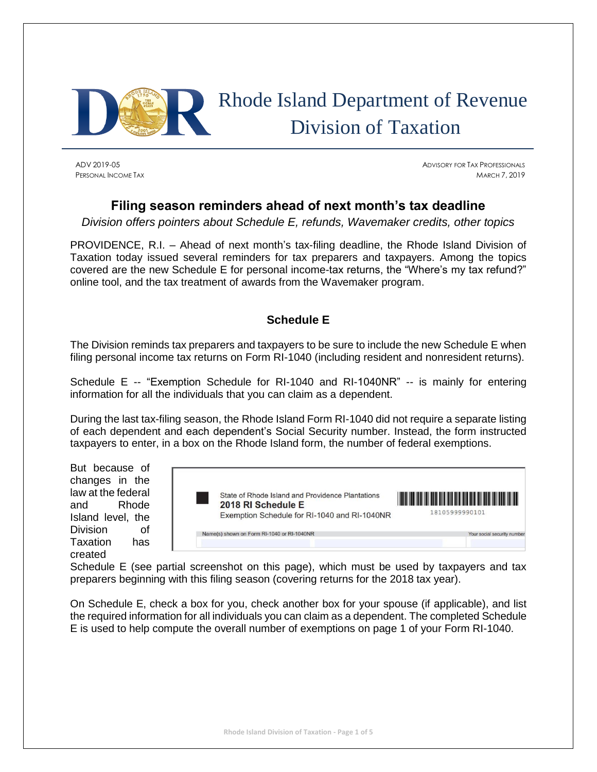# Rhode Island Department of Revenue
# Division of Taxation

ADV 2019-05
PERSONAL INCOME TAX

ADVISORY FOR TAX PROFESSIONALS
MARCH 7, 2019

## Filing season reminders ahead of next month's tax deadline

*Division offers pointers about Schedule E, refunds, Wavemaker credits, other topics*

PROVIDENCE, R.I. – Ahead of next month's tax-filing deadline, the Rhode Island Division of Taxation today issued several reminders for tax preparers and taxpayers. Among the topics covered are the new Schedule E for personal income-tax returns, the "Where's my tax refund?" online tool, and the tax treatment of awards from the Wavemaker program.

### Schedule E

The Division reminds tax preparers and taxpayers to be sure to include the new Schedule E when filing personal income tax returns on Form RI-1040 (including resident and nonresident returns).

Schedule E -- "Exemption Schedule for RI-1040 and RI-1040NR" -- is mainly for entering information for all the individuals that you can claim as a dependent.

During the last tax-filing season, the Rhode Island Form RI-1040 did not require a separate listing of each dependent and each dependent's Social Security number. Instead, the form instructed taxpayers to enter, in a box on the Rhode Island form, the number of federal exemptions.

State of Rhode Island and Providence Plantations
**2018 RI Schedule E**
Exemption Schedule for RI-1040 and RI-1040NR

18105999990101

Name(s) shown on Form RI-1040 or RI-1040NR | Your social security number

But because of changes in the law at the federal and Rhode Island level, the Division of Taxation has created Schedule E (see partial screenshot on this page), which must be used by taxpayers and tax preparers beginning with this filing season (covering returns for the 2018 tax year).

On Schedule E, check a box for you, check another box for your spouse (if applicable), and list the required information for all individuals you can claim as a dependent. The completed Schedule E is used to help compute the overall number of exemptions on page 1 of your Form RI-1040.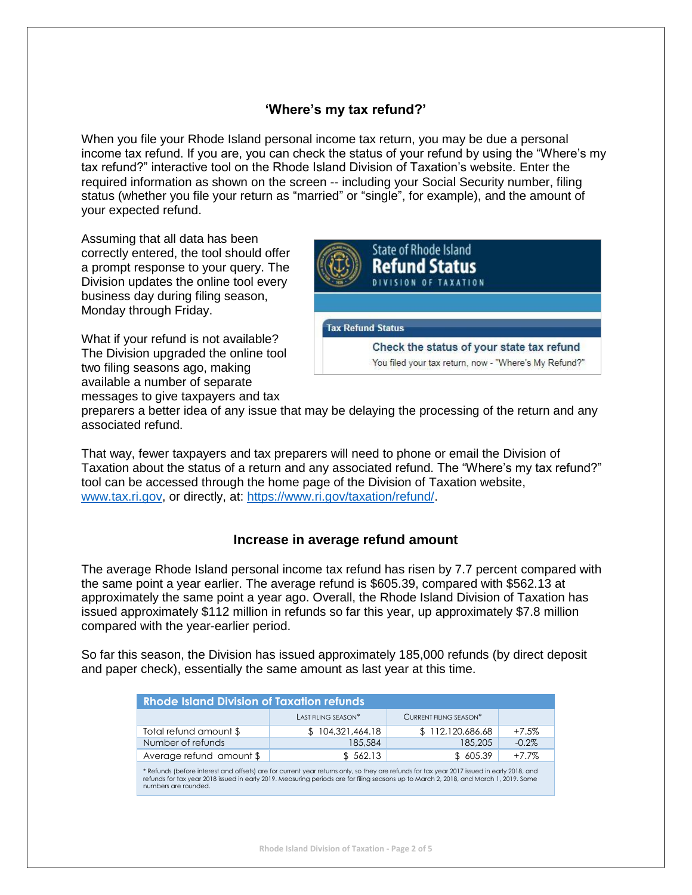## 'Where's my tax refund?'

When you file your Rhode Island personal income tax return, you may be due a personal income tax refund. If you are, you can check the status of your refund by using the "Where's my tax refund?" interactive tool on the Rhode Island Division of Taxation's website. Enter the required information as shown on the screen -- including your Social Security number, filing status (whether you file your return as "married" or "single", for example), and the amount of your expected refund.

Assuming that all data has been correctly entered, the tool should offer a prompt response to your query. The Division updates the online tool every business day during filing season, Monday through Friday.

What if your refund is not available? The Division upgraded the online tool two filing seasons ago, making available a number of separate messages to give taxpayers and tax preparers a better idea of any issue that may be delaying the processing of the return and any associated refund.

That way, fewer taxpayers and tax preparers will need to phone or email the Division of Taxation about the status of a return and any associated refund. The "Where's my tax refund?" tool can be accessed through the home page of the Division of Taxation website, www.tax.ri.gov, or directly, at: https://www.ri.gov/taxation/refund/.

## Increase in average refund amount

The average Rhode Island personal income tax refund has risen by 7.7 percent compared with the same point a year earlier. The average refund is $605.39, compared with $562.13 at approximately the same point a year ago. Overall, the Rhode Island Division of Taxation has issued approximately $112 million in refunds so far this year, up approximately $7.8 million compared with the year-earlier period.

So far this season, the Division has issued approximately 185,000 refunds (by direct deposit and paper check), essentially the same amount as last year at this time.

| Rhode Island Division of Taxation refunds | | | |
|---|---|---|---|
| | Last filing season* | Current filing season* | |
| Total refund amount $ | $ 104,321,464.18 | $ 112,120,686.68 | +7.5% |
| Number of refunds | 185,584 | 185,205 | -0.2% |
| Average refund amount $ | $ 562.13 | $ 605.39 | +7.7% |

* Refunds (before interest and offsets) are for current year returns only, so they are refunds for tax year 2017 issued in early 2018, and refunds for tax year 2018 issued in early 2019. Measuring periods are for filing seasons up to March 2, 2018, and March 1, 2019. Some numbers are rounded.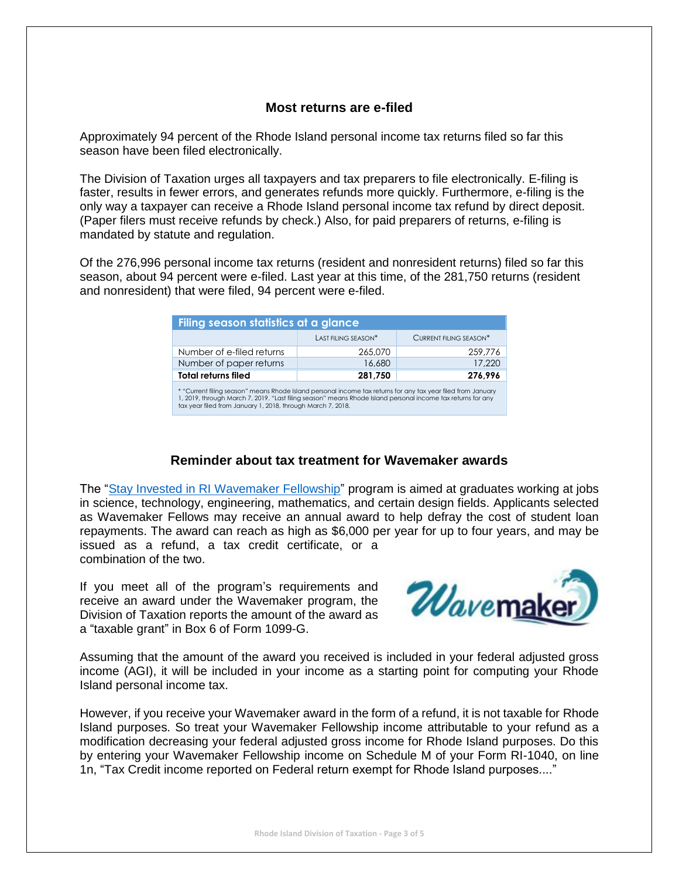## Most returns are e-filed

Approximately 94 percent of the Rhode Island personal income tax returns filed so far this season have been filed electronically.

The Division of Taxation urges all taxpayers and tax preparers to file electronically. E-filing is faster, results in fewer errors, and generates refunds more quickly. Furthermore, e-filing is the only way a taxpayer can receive a Rhode Island personal income tax refund by direct deposit. (Paper filers must receive refunds by check.) Also, for paid preparers of returns, e-filing is mandated by statute and regulation.

Of the 276,996 personal income tax returns (resident and nonresident returns) filed so far this season, about 94 percent were e-filed. Last year at this time, of the 281,750 returns (resident and nonresident) that were filed, 94 percent were e-filed.

| Filing season statistics at a glance | | |
|---|---|---|
| | LAST FILING SEASON* | CURRENT FILING SEASON* |
| Number of e-filed returns | 265,070 | 259,776 |
| Number of paper returns | 16,680 | 17,220 |
| **Total returns filed** | **281,750** | **276,996** |

* "Current filing season" means Rhode Island personal income tax returns for any tax year filed from January 1, 2019, through March 7, 2019. "Last filing season" means Rhode Island personal income tax returns for any tax year filed from January 1, 2018, through March 7, 2018.

## Reminder about tax treatment for Wavemaker awards

The "Stay Invested in RI Wavemaker Fellowship" program is aimed at graduates working at jobs in science, technology, engineering, mathematics, and certain design fields. Applicants selected as Wavemaker Fellows may receive an annual award to help defray the cost of student loan repayments. The award can reach as high as $6,000 per year for up to four years, and may be issued as a refund, a tax credit certificate, or a combination of the two.

If you meet all of the program's requirements and receive an award under the Wavemaker program, the Division of Taxation reports the amount of the award as a "taxable grant" in Box 6 of Form 1099-G.

Assuming that the amount of the award you received is included in your federal adjusted gross income (AGI), it will be included in your income as a starting point for computing your Rhode Island personal income tax.

However, if you receive your Wavemaker award in the form of a refund, it is not taxable for Rhode Island purposes. So treat your Wavemaker Fellowship income attributable to your refund as a modification decreasing your federal adjusted gross income for Rhode Island purposes. Do this by entering your Wavemaker Fellowship income on Schedule M of your Form RI-1040, on line 1n, "Tax Credit income reported on Federal return exempt for Rhode Island purposes...."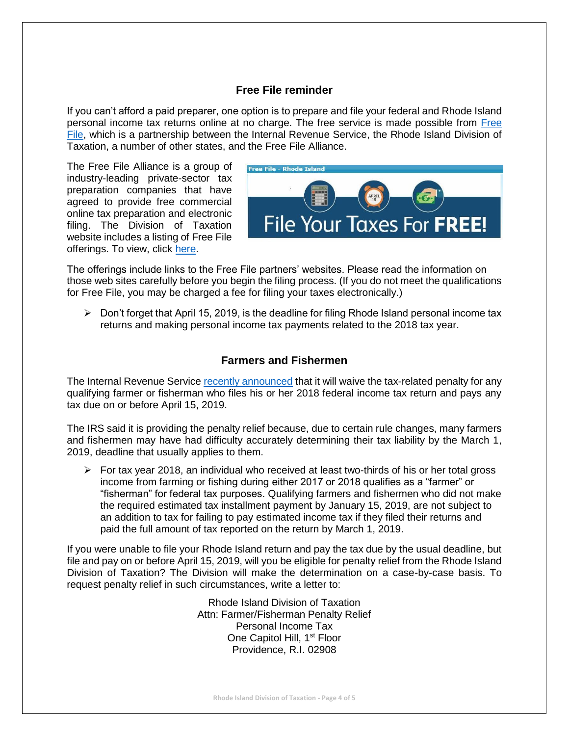## Free File reminder

If you can't afford a paid preparer, one option is to prepare and file your federal and Rhode Island personal income tax returns online at no charge. The free service is made possible from Free File, which is a partnership between the Internal Revenue Service, the Rhode Island Division of Taxation, a number of other states, and the Free File Alliance.

The Free File Alliance is a group of industry-leading private-sector tax preparation companies that have agreed to provide free commercial online tax preparation and electronic filing. The Division of Taxation website includes a listing of Free File offerings. To view, click here.

The offerings include links to the Free File partners' websites. Please read the information on those web sites carefully before you begin the filing process. (If you do not meet the qualifications for Free File, you may be charged a fee for filing your taxes electronically.)

- Don't forget that April 15, 2019, is the deadline for filing Rhode Island personal income tax returns and making personal income tax payments related to the 2018 tax year.

## Farmers and Fishermen

The Internal Revenue Service recently announced that it will waive the tax-related penalty for any qualifying farmer or fisherman who files his or her 2018 federal income tax return and pays any tax due on or before April 15, 2019.

The IRS said it is providing the penalty relief because, due to certain rule changes, many farmers and fishermen may have had difficulty accurately determining their tax liability by the March 1, 2019, deadline that usually applies to them.

- For tax year 2018, an individual who received at least two-thirds of his or her total gross income from farming or fishing during either 2017 or 2018 qualifies as a "farmer" or "fisherman" for federal tax purposes. Qualifying farmers and fishermen who did not make the required estimated tax installment payment by January 15, 2019, are not subject to an addition to tax for failing to pay estimated income tax if they filed their returns and paid the full amount of tax reported on the return by March 1, 2019.

If you were unable to file your Rhode Island return and pay the tax due by the usual deadline, but file and pay on or before April 15, 2019, will you be eligible for penalty relief from the Rhode Island Division of Taxation? The Division will make the determination on a case-by-case basis. To request penalty relief in such circumstances, write a letter to:

Rhode Island Division of Taxation
Attn: Farmer/Fisherman Penalty Relief
Personal Income Tax
One Capitol Hill, 1st Floor
Providence, R.I. 02908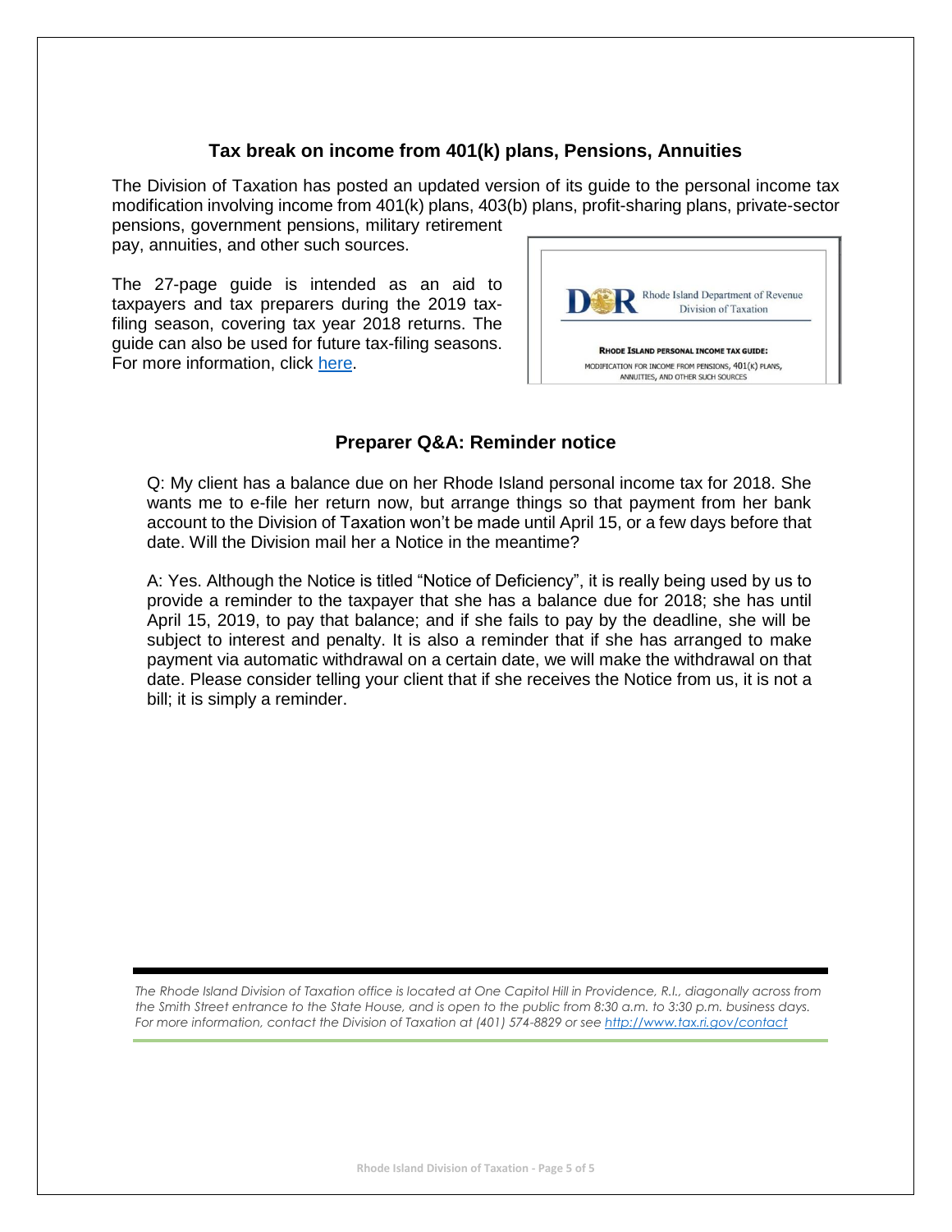## Tax break on income from 401(k) plans, Pensions, Annuities

The Division of Taxation has posted an updated version of its guide to the personal income tax modification involving income from 401(k) plans, 403(b) plans, profit-sharing plans, private-sector pensions, government pensions, military retirement pay, annuities, and other such sources.

The 27-page guide is intended as an aid to taxpayers and tax preparers during the 2019 tax-filing season, covering tax year 2018 returns. The guide can also be used for future tax-filing seasons. For more information, click [here](here).

Rhode Island Department of Revenue
Division of Taxation

**RHODE ISLAND PERSONAL INCOME TAX GUIDE:**
MODIFICATION FOR INCOME FROM PENSIONS, 401(K) PLANS, ANNUITIES, AND OTHER SUCH SOURCES

## Preparer Q&A: Reminder notice

Q: My client has a balance due on her Rhode Island personal income tax for 2018. She wants me to e-file her return now, but arrange things so that payment from her bank account to the Division of Taxation won't be made until April 15, or a few days before that date. Will the Division mail her a Notice in the meantime?

A: Yes. Although the Notice is titled "Notice of Deficiency", it is really being used by us to provide a reminder to the taxpayer that she has a balance due for 2018; she has until April 15, 2019, to pay that balance; and if she fails to pay by the deadline, she will be subject to interest and penalty. It is also a reminder that if she has arranged to make payment via automatic withdrawal on a certain date, we will make the withdrawal on that date. Please consider telling your client that if she receives the Notice from us, it is not a bill; it is simply a reminder.

---

*The Rhode Island Division of Taxation office is located at One Capitol Hill in Providence, R.I., diagonally across from the Smith Street entrance to the State House, and is open to the public from 8:30 a.m. to 3:30 p.m. business days. For more information, contact the Division of Taxation at (401) 574-8829 or see [http://www.tax.ri.gov/contact](http://www.tax.ri.gov/contact)*